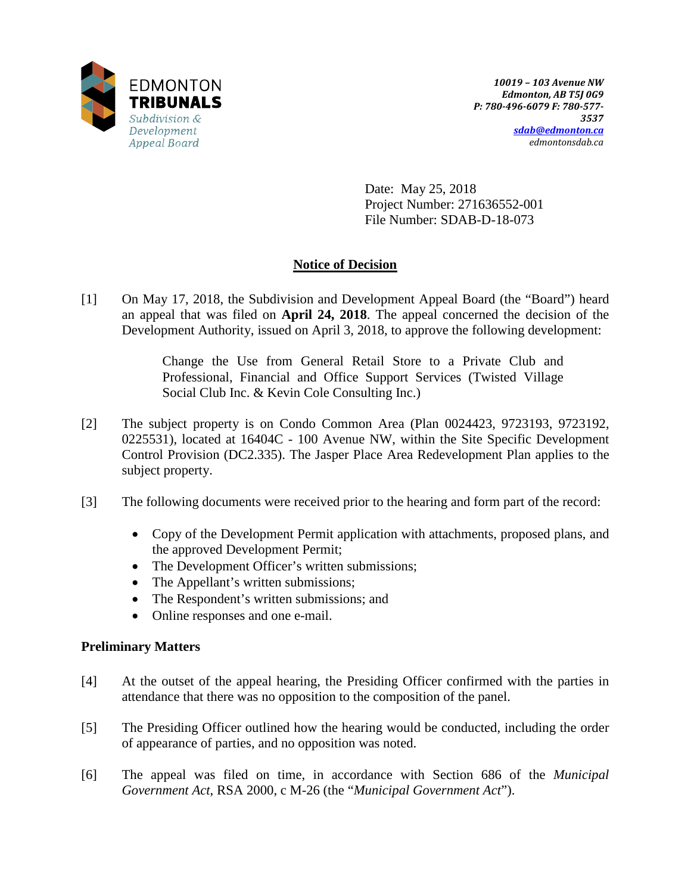EDMONTON
**TRIBUNALS**
*Subdivision & Development Appeal Board*

*10019 – 103 Avenue NW*
*Edmonton, AB T5J 0G9*
*P: 780-496-6079 F: 780-577-3537*
*sdab@edmonton.ca*
*edmontonsdab.ca*

Date: May 25, 2018
Project Number: 271636552-001
File Number: SDAB-D-18-073

## Notice of Decision

[1] On May 17, 2018, the Subdivision and Development Appeal Board (the "Board") heard an appeal that was filed on **April 24, 2018**. The appeal concerned the decision of the Development Authority, issued on April 3, 2018, to approve the following development:

> Change the Use from General Retail Store to a Private Club and Professional, Financial and Office Support Services (Twisted Village Social Club Inc. & Kevin Cole Consulting Inc.)

[2] The subject property is on Condo Common Area (Plan 0024423, 9723193, 9723192, 0225531), located at 16404C - 100 Avenue NW, within the Site Specific Development Control Provision (DC2.335). The Jasper Place Area Redevelopment Plan applies to the subject property.

[3] The following documents were received prior to the hearing and form part of the record:

- Copy of the Development Permit application with attachments, proposed plans, and the approved Development Permit;
- The Development Officer's written submissions;
- The Appellant's written submissions;
- The Respondent's written submissions; and
- Online responses and one e-mail.

### Preliminary Matters

[4] At the outset of the appeal hearing, the Presiding Officer confirmed with the parties in attendance that there was no opposition to the composition of the panel.

[5] The Presiding Officer outlined how the hearing would be conducted, including the order of appearance of parties, and no opposition was noted.

[6] The appeal was filed on time, in accordance with Section 686 of the *Municipal Government Act*, RSA 2000, c M-26 (the "*Municipal Government Act*").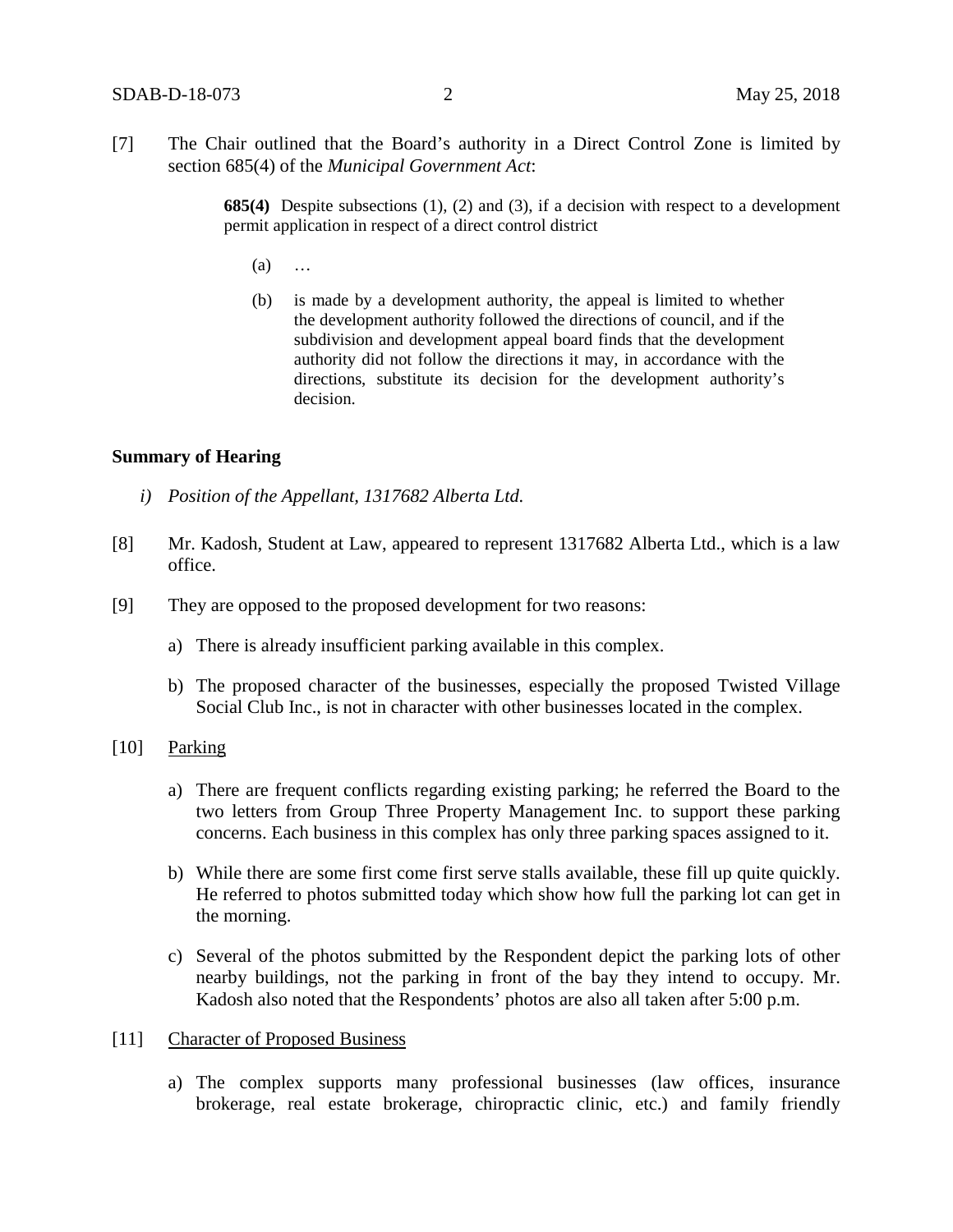[7] The Chair outlined that the Board's authority in a Direct Control Zone is limited by section 685(4) of the *Municipal Government Act*:

> **685(4)** Despite subsections (1), (2) and (3), if a decision with respect to a development permit application in respect of a direct control district
>
> (a) …
>
> (b) is made by a development authority, the appeal is limited to whether the development authority followed the directions of council, and if the subdivision and development appeal board finds that the development authority did not follow the directions it may, in accordance with the directions, substitute its decision for the development authority's decision.

**Summary of Hearing**

*i) Position of the Appellant, 1317682 Alberta Ltd.*

[8] Mr. Kadosh, Student at Law, appeared to represent 1317682 Alberta Ltd., which is a law office.

[9] They are opposed to the proposed development for two reasons:

a) There is already insufficient parking available in this complex.

b) The proposed character of the businesses, especially the proposed Twisted Village Social Club Inc., is not in character with other businesses located in the complex.

[10] <u>Parking</u>

a) There are frequent conflicts regarding existing parking; he referred the Board to the two letters from Group Three Property Management Inc. to support these parking concerns. Each business in this complex has only three parking spaces assigned to it.

b) While there are some first come first serve stalls available, these fill up quite quickly. He referred to photos submitted today which show how full the parking lot can get in the morning.

c) Several of the photos submitted by the Respondent depict the parking lots of other nearby buildings, not the parking in front of the bay they intend to occupy. Mr. Kadosh also noted that the Respondents' photos are also all taken after 5:00 p.m.

[11] <u>Character of Proposed Business</u>

a) The complex supports many professional businesses (law offices, insurance brokerage, real estate brokerage, chiropractic clinic, etc.) and family friendly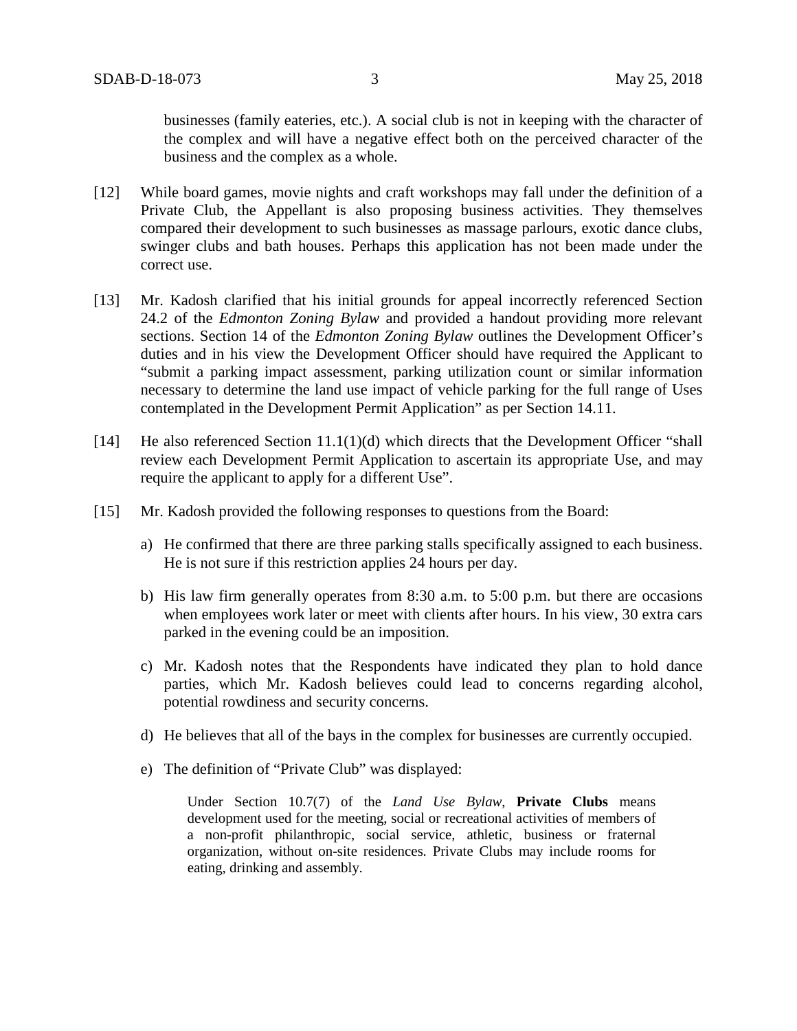businesses (family eateries, etc.). A social club is not in keeping with the character of the complex and will have a negative effect both on the perceived character of the business and the complex as a whole.

[12] While board games, movie nights and craft workshops may fall under the definition of a Private Club, the Appellant is also proposing business activities. They themselves compared their development to such businesses as massage parlours, exotic dance clubs, swinger clubs and bath houses. Perhaps this application has not been made under the correct use.

[13] Mr. Kadosh clarified that his initial grounds for appeal incorrectly referenced Section 24.2 of the *Edmonton Zoning Bylaw* and provided a handout providing more relevant sections. Section 14 of the *Edmonton Zoning Bylaw* outlines the Development Officer's duties and in his view the Development Officer should have required the Applicant to "submit a parking impact assessment, parking utilization count or similar information necessary to determine the land use impact of vehicle parking for the full range of Uses contemplated in the Development Permit Application" as per Section 14.11.

[14] He also referenced Section 11.1(1)(d) which directs that the Development Officer "shall review each Development Permit Application to ascertain its appropriate Use, and may require the applicant to apply for a different Use".

[15] Mr. Kadosh provided the following responses to questions from the Board:

a) He confirmed that there are three parking stalls specifically assigned to each business. He is not sure if this restriction applies 24 hours per day.

b) His law firm generally operates from 8:30 a.m. to 5:00 p.m. but there are occasions when employees work later or meet with clients after hours. In his view, 30 extra cars parked in the evening could be an imposition.

c) Mr. Kadosh notes that the Respondents have indicated they plan to hold dance parties, which Mr. Kadosh believes could lead to concerns regarding alcohol, potential rowdiness and security concerns.

d) He believes that all of the bays in the complex for businesses are currently occupied.

e) The definition of "Private Club" was displayed:

> Under Section 10.7(7) of the *Land Use Bylaw*, **Private Clubs** means development used for the meeting, social or recreational activities of members of a non-profit philanthropic, social service, athletic, business or fraternal organization, without on-site residences. Private Clubs may include rooms for eating, drinking and assembly.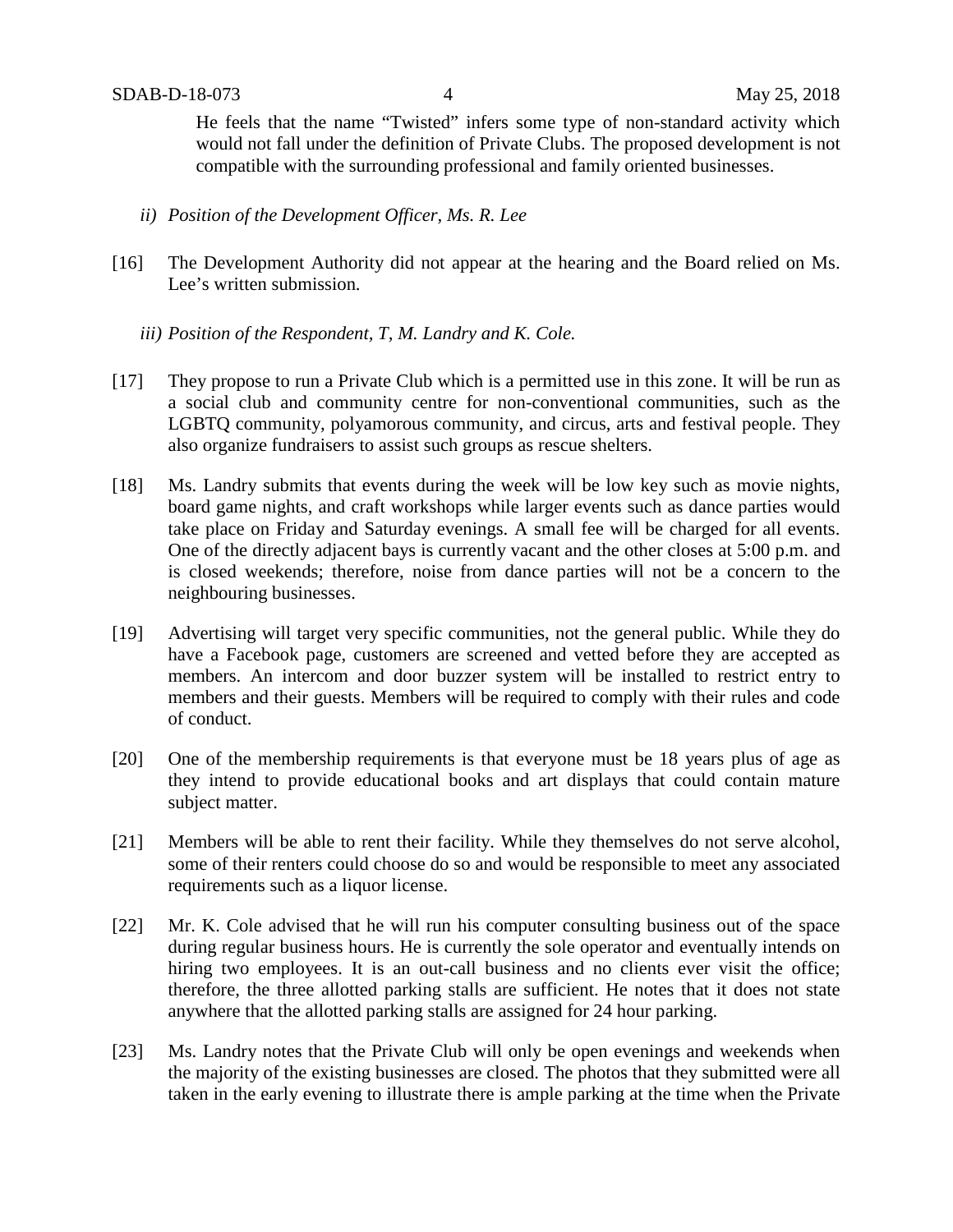He feels that the name "Twisted" infers some type of non-standard activity which would not fall under the definition of Private Clubs. The proposed development is not compatible with the surrounding professional and family oriented businesses.

*ii) Position of the Development Officer, Ms. R. Lee*

[16] The Development Authority did not appear at the hearing and the Board relied on Ms. Lee's written submission.

*iii) Position of the Respondent, T, M. Landry and K. Cole.*

[17] They propose to run a Private Club which is a permitted use in this zone. It will be run as a social club and community centre for non-conventional communities, such as the LGBTQ community, polyamorous community, and circus, arts and festival people. They also organize fundraisers to assist such groups as rescue shelters.

[18] Ms. Landry submits that events during the week will be low key such as movie nights, board game nights, and craft workshops while larger events such as dance parties would take place on Friday and Saturday evenings. A small fee will be charged for all events. One of the directly adjacent bays is currently vacant and the other closes at 5:00 p.m. and is closed weekends; therefore, noise from dance parties will not be a concern to the neighbouring businesses.

[19] Advertising will target very specific communities, not the general public. While they do have a Facebook page, customers are screened and vetted before they are accepted as members. An intercom and door buzzer system will be installed to restrict entry to members and their guests. Members will be required to comply with their rules and code of conduct.

[20] One of the membership requirements is that everyone must be 18 years plus of age as they intend to provide educational books and art displays that could contain mature subject matter.

[21] Members will be able to rent their facility. While they themselves do not serve alcohol, some of their renters could choose do so and would be responsible to meet any associated requirements such as a liquor license.

[22] Mr. K. Cole advised that he will run his computer consulting business out of the space during regular business hours. He is currently the sole operator and eventually intends on hiring two employees. It is an out-call business and no clients ever visit the office; therefore, the three allotted parking stalls are sufficient. He notes that it does not state anywhere that the allotted parking stalls are assigned for 24 hour parking.

[23] Ms. Landry notes that the Private Club will only be open evenings and weekends when the majority of the existing businesses are closed. The photos that they submitted were all taken in the early evening to illustrate there is ample parking at the time when the Private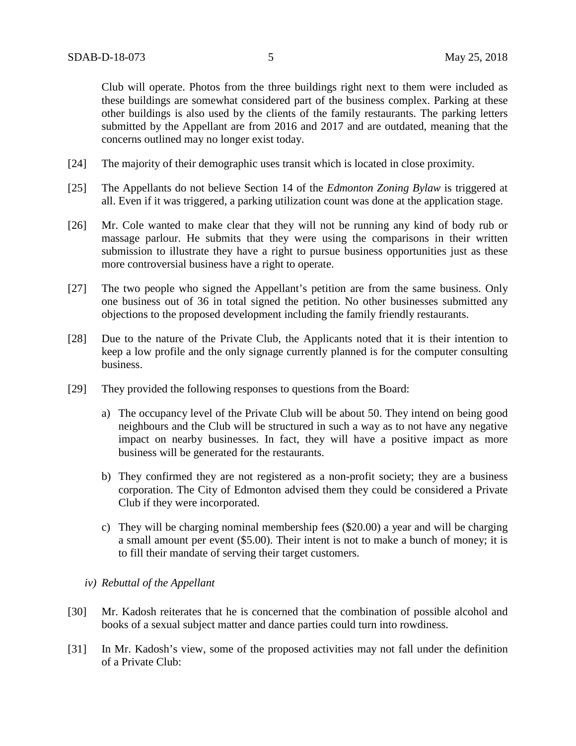Club will operate. Photos from the three buildings right next to them were included as these buildings are somewhat considered part of the business complex. Parking at these other buildings is also used by the clients of the family restaurants. The parking letters submitted by the Appellant are from 2016 and 2017 and are outdated, meaning that the concerns outlined may no longer exist today.

[24] The majority of their demographic uses transit which is located in close proximity.

[25] The Appellants do not believe Section 14 of the *Edmonton Zoning Bylaw* is triggered at all. Even if it was triggered, a parking utilization count was done at the application stage.

[26] Mr. Cole wanted to make clear that they will not be running any kind of body rub or massage parlour. He submits that they were using the comparisons in their written submission to illustrate they have a right to pursue business opportunities just as these more controversial business have a right to operate.

[27] The two people who signed the Appellant's petition are from the same business. Only one business out of 36 in total signed the petition. No other businesses submitted any objections to the proposed development including the family friendly restaurants.

[28] Due to the nature of the Private Club, the Applicants noted that it is their intention to keep a low profile and the only signage currently planned is for the computer consulting business.

[29] They provided the following responses to questions from the Board:

a) The occupancy level of the Private Club will be about 50. They intend on being good neighbours and the Club will be structured in such a way as to not have any negative impact on nearby businesses. In fact, they will have a positive impact as more business will be generated for the restaurants.

b) They confirmed they are not registered as a non-profit society; they are a business corporation. The City of Edmonton advised them they could be considered a Private Club if they were incorporated.

c) They will be charging nominal membership fees ($20.00) a year and will be charging a small amount per event ($5.00). Their intent is not to make a bunch of money; it is to fill their mandate of serving their target customers.

*iv) Rebuttal of the Appellant*

[30] Mr. Kadosh reiterates that he is concerned that the combination of possible alcohol and books of a sexual subject matter and dance parties could turn into rowdiness.

[31] In Mr. Kadosh's view, some of the proposed activities may not fall under the definition of a Private Club: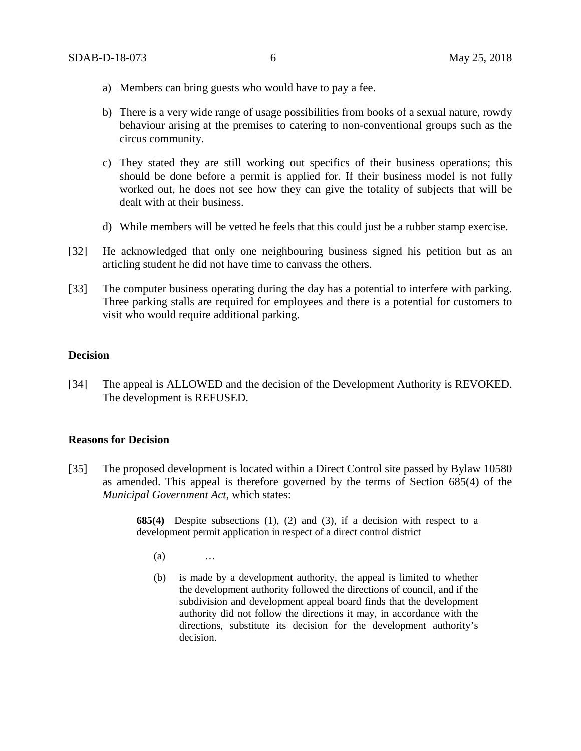a) Members can bring guests who would have to pay a fee.

b) There is a very wide range of usage possibilities from books of a sexual nature, rowdy behaviour arising at the premises to catering to non-conventional groups such as the circus community.

c) They stated they are still working out specifics of their business operations; this should be done before a permit is applied for. If their business model is not fully worked out, he does not see how they can give the totality of subjects that will be dealt with at their business.

d) While members will be vetted he feels that this could just be a rubber stamp exercise.

[32] He acknowledged that only one neighbouring business signed his petition but as an articling student he did not have time to canvass the others.

[33] The computer business operating during the day has a potential to interfere with parking. Three parking stalls are required for employees and there is a potential for customers to visit who would require additional parking.

## Decision

[34] The appeal is ALLOWED and the decision of the Development Authority is REVOKED. The development is REFUSED.

## Reasons for Decision

[35] The proposed development is located within a Direct Control site passed by Bylaw 10580 as amended. This appeal is therefore governed by the terms of Section 685(4) of the *Municipal Government Act*, which states:

> **685(4)** Despite subsections (1), (2) and (3), if a decision with respect to a development permit application in respect of a direct control district
>
> (a) …
>
> (b) is made by a development authority, the appeal is limited to whether the development authority followed the directions of council, and if the subdivision and development appeal board finds that the development authority did not follow the directions it may, in accordance with the directions, substitute its decision for the development authority's decision.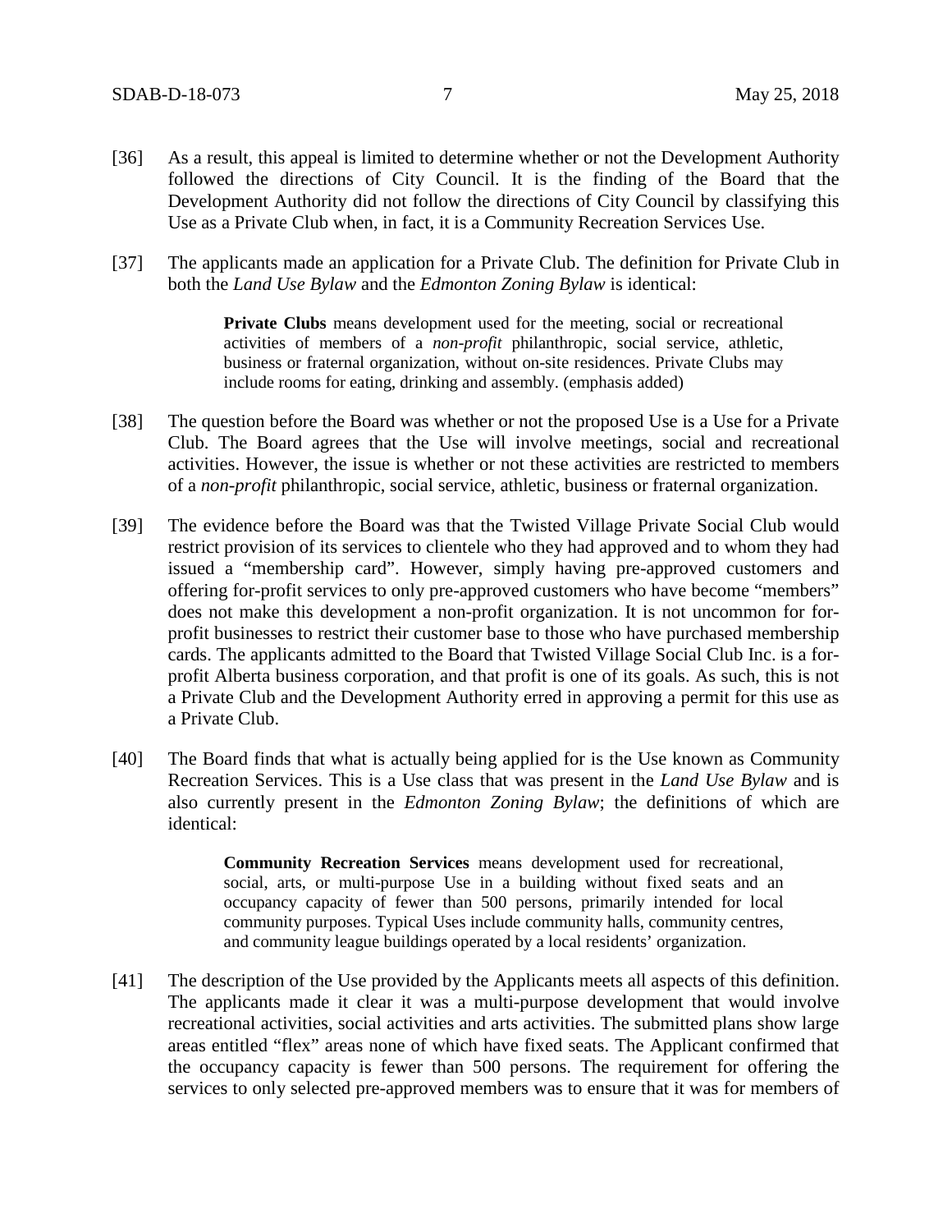[36] As a result, this appeal is limited to determine whether or not the Development Authority followed the directions of City Council. It is the finding of the Board that the Development Authority did not follow the directions of City Council by classifying this Use as a Private Club when, in fact, it is a Community Recreation Services Use.

[37] The applicants made an application for a Private Club. The definition for Private Club in both the *Land Use Bylaw* and the *Edmonton Zoning Bylaw* is identical:

> **Private Clubs** means development used for the meeting, social or recreational activities of members of a *non-profit* philanthropic, social service, athletic, business or fraternal organization, without on-site residences. Private Clubs may include rooms for eating, drinking and assembly. (emphasis added)

[38] The question before the Board was whether or not the proposed Use is a Use for a Private Club. The Board agrees that the Use will involve meetings, social and recreational activities. However, the issue is whether or not these activities are restricted to members of a *non-profit* philanthropic, social service, athletic, business or fraternal organization.

[39] The evidence before the Board was that the Twisted Village Private Social Club would restrict provision of its services to clientele who they had approved and to whom they had issued a "membership card". However, simply having pre-approved customers and offering for-profit services to only pre-approved customers who have become "members" does not make this development a non-profit organization. It is not uncommon for for-profit businesses to restrict their customer base to those who have purchased membership cards. The applicants admitted to the Board that Twisted Village Social Club Inc. is a for-profit Alberta business corporation, and that profit is one of its goals. As such, this is not a Private Club and the Development Authority erred in approving a permit for this use as a Private Club.

[40] The Board finds that what is actually being applied for is the Use known as Community Recreation Services. This is a Use class that was present in the *Land Use Bylaw* and is also currently present in the *Edmonton Zoning Bylaw*; the definitions of which are identical:

> **Community Recreation Services** means development used for recreational, social, arts, or multi-purpose Use in a building without fixed seats and an occupancy capacity of fewer than 500 persons, primarily intended for local community purposes. Typical Uses include community halls, community centres, and community league buildings operated by a local residents' organization.

[41] The description of the Use provided by the Applicants meets all aspects of this definition. The applicants made it clear it was a multi-purpose development that would involve recreational activities, social activities and arts activities. The submitted plans show large areas entitled "flex" areas none of which have fixed seats. The Applicant confirmed that the occupancy capacity is fewer than 500 persons. The requirement for offering the services to only selected pre-approved members was to ensure that it was for members of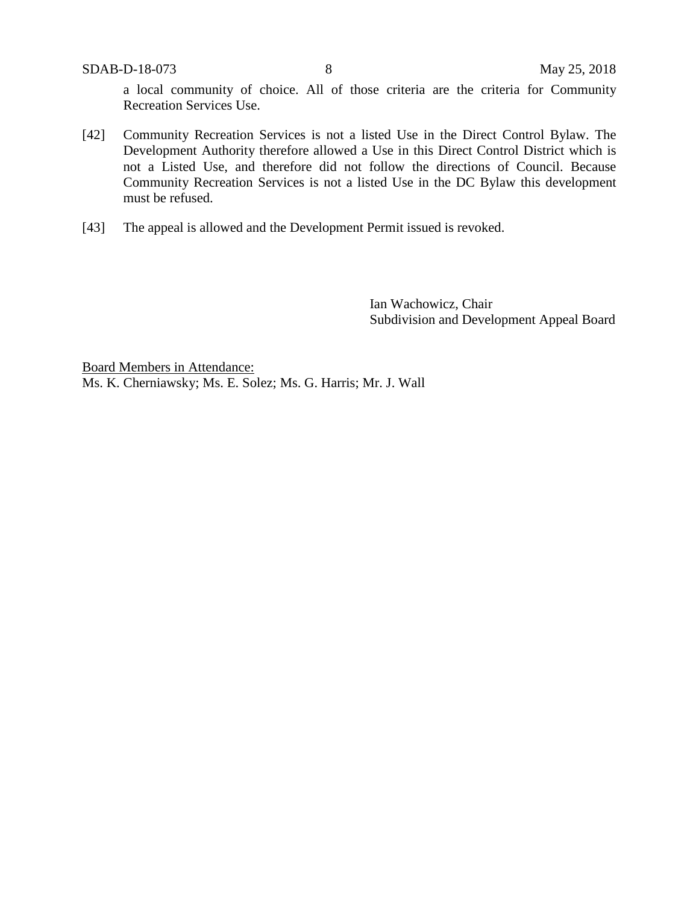a local community of choice. All of those criteria are the criteria for Community Recreation Services Use.

[42] Community Recreation Services is not a listed Use in the Direct Control Bylaw. The Development Authority therefore allowed a Use in this Direct Control District which is not a Listed Use, and therefore did not follow the directions of Council. Because Community Recreation Services is not a listed Use in the DC Bylaw this development must be refused.

[43] The appeal is allowed and the Development Permit issued is revoked.

Ian Wachowicz, Chair
Subdivision and Development Appeal Board

Board Members in Attendance:
Ms. K. Cherniawsky; Ms. E. Solez; Ms. G. Harris; Mr. J. Wall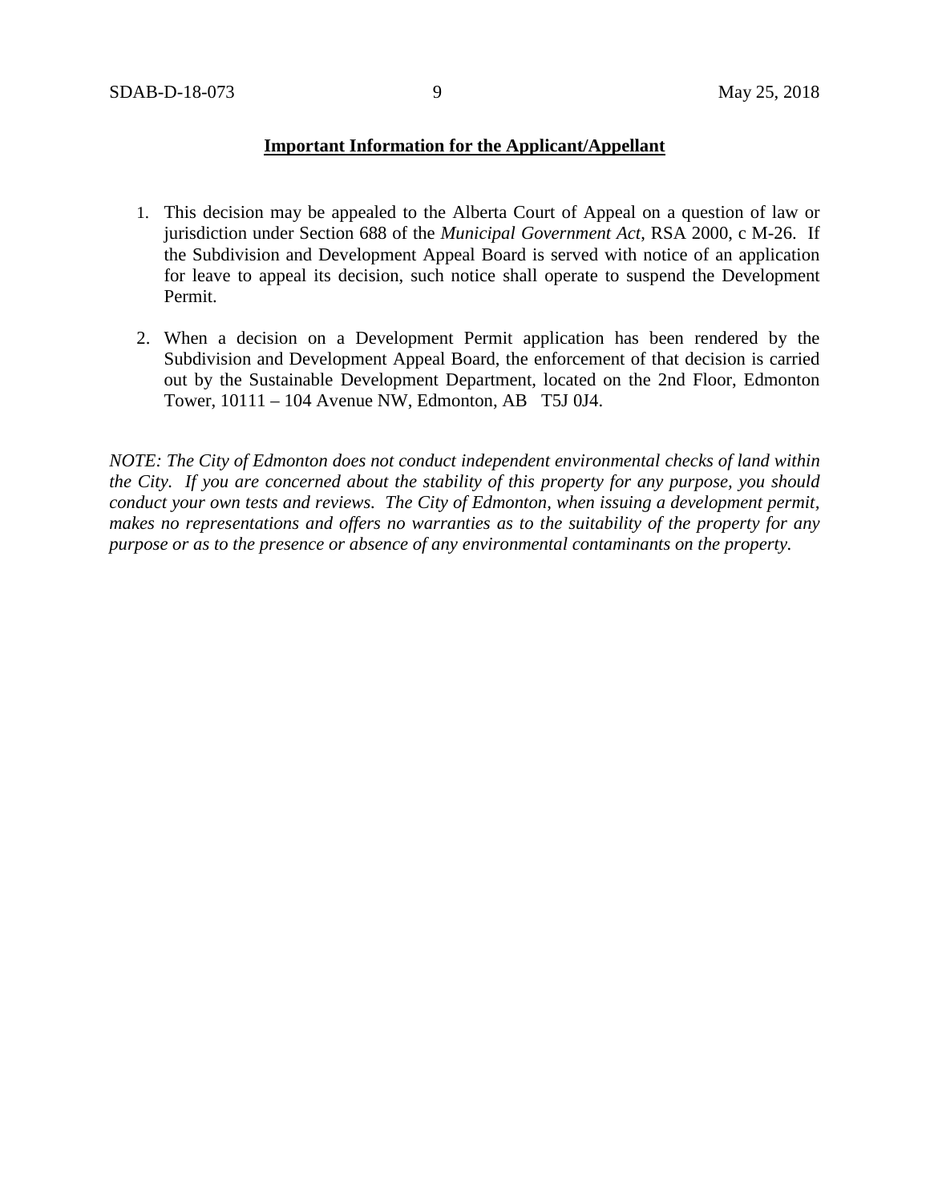**Important Information for the Applicant/Appellant**

1. This decision may be appealed to the Alberta Court of Appeal on a question of law or jurisdiction under Section 688 of the *Municipal Government Act*, RSA 2000, c M-26. If the Subdivision and Development Appeal Board is served with notice of an application for leave to appeal its decision, such notice shall operate to suspend the Development Permit.

2. When a decision on a Development Permit application has been rendered by the Subdivision and Development Appeal Board, the enforcement of that decision is carried out by the Sustainable Development Department, located on the 2nd Floor, Edmonton Tower, 10111 – 104 Avenue NW, Edmonton, AB T5J 0J4.

*NOTE: The City of Edmonton does not conduct independent environmental checks of land within the City. If you are concerned about the stability of this property for any purpose, you should conduct your own tests and reviews. The City of Edmonton, when issuing a development permit, makes no representations and offers no warranties as to the suitability of the property for any purpose or as to the presence or absence of any environmental contaminants on the property.*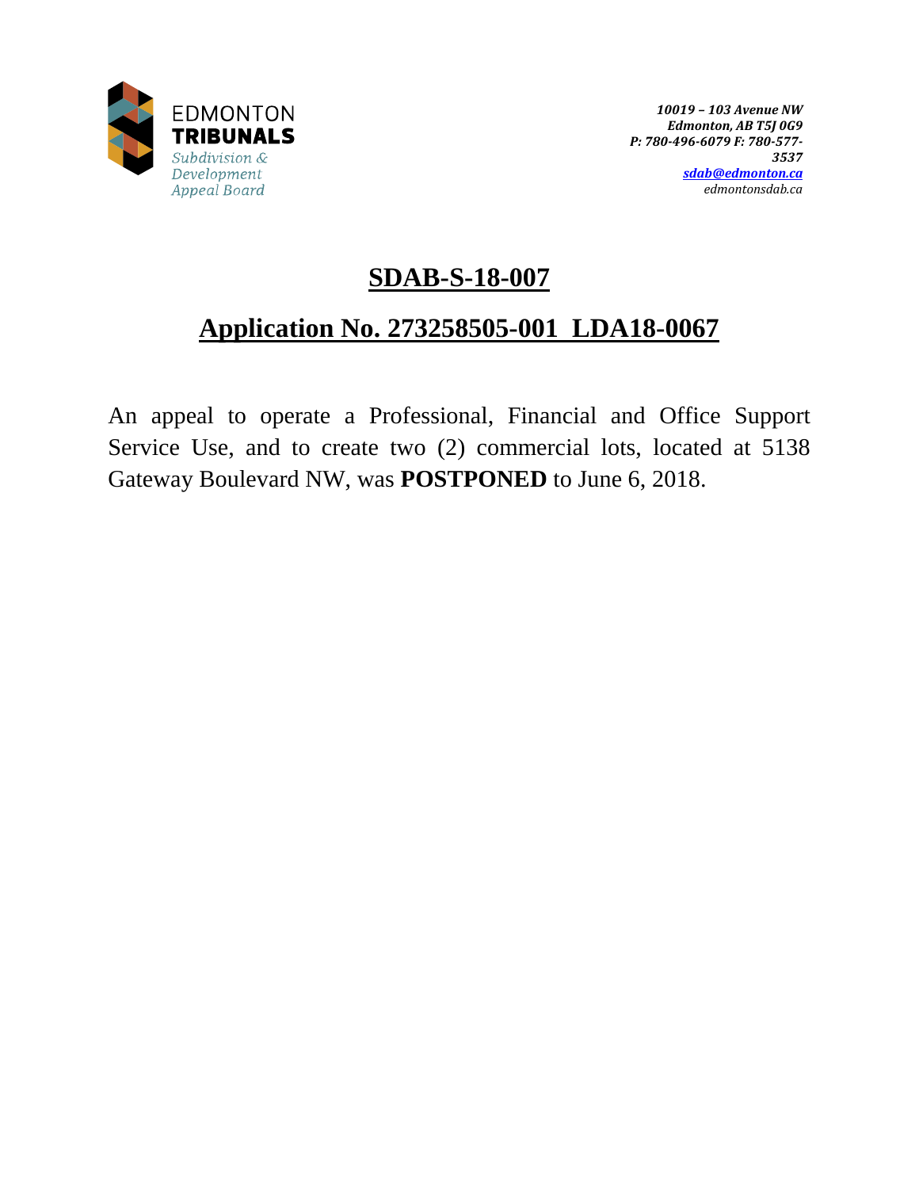EDMONTON
**TRIBUNALS**
*Subdivision & Development Appeal Board*

***10019 – 103 Avenue NW***
***Edmonton, AB T5J 0G9***
***P: 780-496-6079 F: 780-577-3537***
***sdab@edmonton.ca***
*edmontonsdab.ca*

# SDAB-S-18-007

## Application No. 273258505-001 LDA18-0067

An appeal to operate a Professional, Financial and Office Support Service Use, and to create two (2) commercial lots, located at 5138 Gateway Boulevard NW, was **POSTPONED** to June 6, 2018.